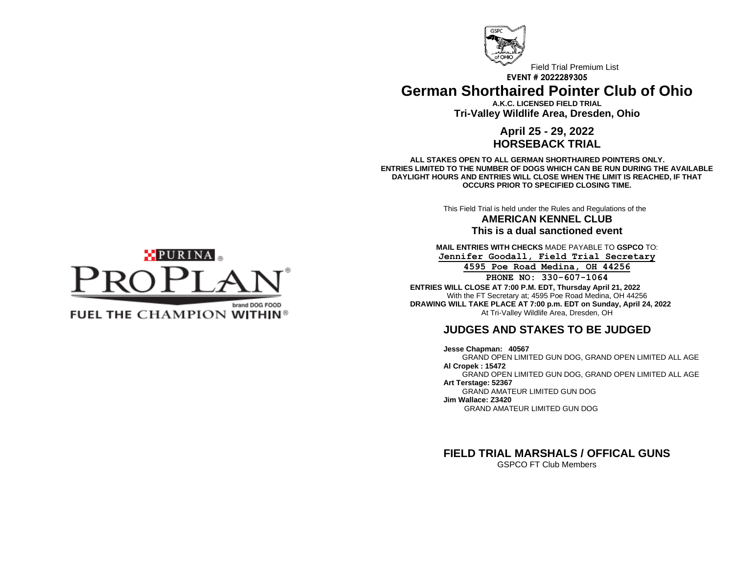Field Trial Premium List

**EVENT # 2022289305**

# German Shorthaired Pointer Club of Ohio

**A.K.C. LICENSED FIELD TRIAL**

**Tri-Valley Wildlife Area, Dresden, Ohio**

## April 25 - 29, 2022
## HORSEBACK TRIAL

**ALL STAKES OPEN TO ALL GERMAN SHORTHAIRED POINTERS ONLY. ENTRIES LIMITED TO THE NUMBER OF DOGS WHICH CAN BE RUN DURING THE AVAILABLE DAYLIGHT HOURS AND ENTRIES WILL CLOSE WHEN THE LIMIT IS REACHED, IF THAT OCCURS PRIOR TO SPECIFIED CLOSING TIME.**

This Field Trial is held under the Rules and Regulations of the

**AMERICAN KENNEL CLUB**

**This is a dual sanctioned event**

**MAIL ENTRIES WITH CHECKS** MADE PAYABLE TO **GSPCO** TO:

**Jennifer Goodall, Field Trial Secretary**

**4595 Poe Road Medina, OH 44256**

**PHONE NO: 330-607-1064**

**ENTRIES WILL CLOSE AT 7:00 P.M. EDT, Thursday April 21, 2022**
With the FT Secretary at; 4595 Poe Road Medina, OH 44256

**DRAWING WILL TAKE PLACE AT 7:00 p.m. EDT on Sunday, April 24, 2022**
At Tri-Valley Wildlife Area, Dresden, OH

## JUDGES AND STAKES TO BE JUDGED

**Jesse Chapman: 40567**
GRAND OPEN LIMITED GUN DOG, GRAND OPEN LIMITED ALL AGE

**Al Cropek : 15472**
GRAND OPEN LIMITED GUN DOG, GRAND OPEN LIMITED ALL AGE

**Art Terstage: 52367**
GRAND AMATEUR LIMITED GUN DOG

**Jim Wallace: Z3420**
GRAND AMATEUR LIMITED GUN DOG

## FIELD TRIAL MARSHALS / OFFICAL GUNS

GSPCO FT Club Members

PURINA PROPLAN brand DOG FOOD

FUEL THE CHAMPION WITHIN®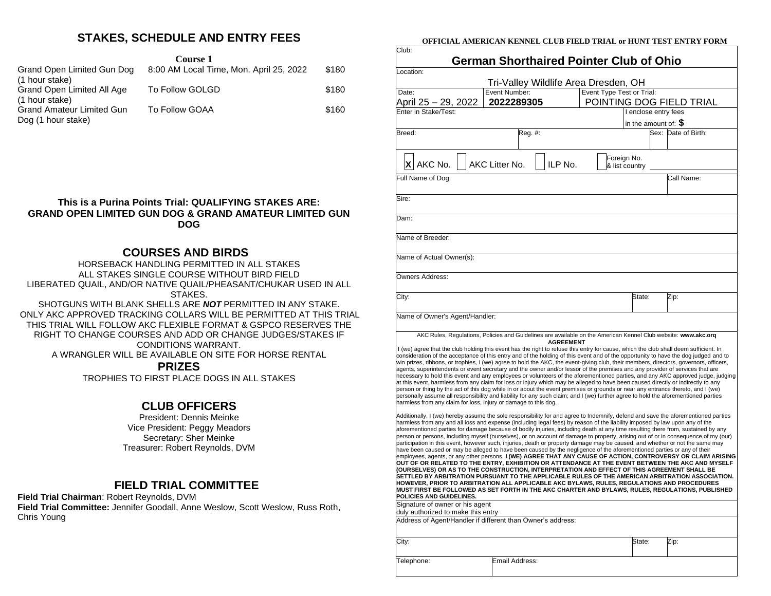## STAKES, SCHEDULE AND ENTRY FEES

**Course 1**

| | | |
|---|---|---|
| Grand Open Limited Gun Dog (1 hour stake) | 8:00 AM Local Time, Mon. April 25, 2022 | $180 |
| Grand Open Limited All Age (1 hour stake) | To Follow GOLGD | $180 |
| Grand Amateur Limited Gun Dog (1 hour stake) | To Follow GOAA | $160 |

**This is a Purina Points Trial: QUALIFYING STAKES ARE: GRAND OPEN LIMITED GUN DOG & GRAND AMATEUR LIMITED GUN DOG**

## COURSES AND BIRDS

HORSEBACK HANDLING PERMITTED IN ALL STAKES
ALL STAKES SINGLE COURSE WITHOUT BIRD FIELD
LIBERATED QUAIL, AND/OR NATIVE QUAIL/PHEASANT/CHUKAR USED IN ALL STAKES.
SHOTGUNS WITH BLANK SHELLS ARE ***NOT*** PERMITTED IN ANY STAKE.
ONLY AKC APPROVED TRACKING COLLARS WILL BE PERMITTED AT THIS TRIAL
THIS TRIAL WILL FOLLOW AKC FLEXIBLE FORMAT & GSPCO RESERVES THE RIGHT TO CHANGE COURSES AND ADD OR CHANGE JUDGES/STAKES IF CONDITIONS WARRANT.
A WRANGLER WILL BE AVAILABLE ON SITE FOR HORSE RENTAL

### PRIZES

TROPHIES TO FIRST PLACE DOGS IN ALL STAKES

## CLUB OFFICERS

President: Dennis Meinke
Vice President: Peggy Meadors
Secretary: Sher Meinke
Treasurer: Robert Reynolds, DVM

## FIELD TRIAL COMMITTEE

**Field Trial Chairman**: Robert Reynolds, DVM
**Field Trial Committee:** Jennifer Goodall, Anne Weslow, Scott Weslow, Russ Roth, Chris Young

**OFFICIAL AMERICAN KENNEL CLUB FIELD TRIAL or HUNT TEST ENTRY FORM**

Club: **German Shorthaired Pointer Club of Ohio**

Location: Tri-Valley Wildlife Area Dresden, OH

| Date: | Event Number: | Event Type Test or Trial: |
|---|---|---|
| April 25 – 29, 2022 | **2022289305** | POINTING DOG FIELD TRIAL |

Enter in Stake/Test: ______ I enclose entry fees in the amount of: **$**

Breed: ______ Reg. #: ______ Sex: ______ Date of Birth: ______

**X** AKC No. ☐ AKC Litter No. ☐ ILP No. ☐ Foreign No. & list country ______

Full Name of Dog: ______ Call Name: ______

Sire:

Dam:

Name of Breeder:

Name of Actual Owner(s):

Owners Address:

City: ______ State: ______ Zip: ______

Name of Owner's Agent/Handler:

AKC Rules, Regulations, Policies and Guidelines are available on the American Kennel Club website: **www.akc.orq**

**AGREEMENT**

I (we) agree that the club holding this event has the right to refuse this entry for cause, which the club shall deem sufficient. In consideration of the acceptance of this entry and of the holding of this event and of the opportunity to have the dog judged and to win prizes, ribbons, or trophies, I (we) agree to hold the AKC, the event-giving club, their members, directors, governors, officers, agents, superintendents or event secretary and the owner and/or lessor of the premises and any provider of services that are necessary to hold this event and any employees or volunteers of the aforementioned parties, and any AKC approved judge, judging at this event, harmless from any claim for loss or injury which may be alleged to have been caused directly or indirectly to any person or thing by the act of this dog while in or about the event premises or grounds or near any entrance thereto, and I (we) personally assume all responsibility and liability for any such claim; and I (we) further agree to hold the aforementioned parties harmless from any claim for loss, injury or damage to this dog.

Additionally, I (we) hereby assume the sole responsibility for and agree to Indemnify, defend and save the aforementioned parties harmless from any and all loss and expense (including legal fees) by reason of the liability imposed by law upon any of the aforementioned parties for damage because of bodily injuries, including death at any time resulting there from, sustained by any person or persons, including myself (ourselves), or on account of damage to property, arising out of or in consequence of my (our) participation in this event, however such, injuries, death or property damage may be caused, and whether or not the same may have been caused or may be alleged to have been caused by the negligence of the aforementioned parties or any of their employees, agents, or any other persons. **I (WE) AGREE THAT ANY CAUSE OF ACTION, CONTROVERSY OR CLAIM ARISING OUT OF OR RELATED TO THE ENTRY, EXHIBITION OR ATTENDANCE AT THE EVENT BETWEEN THE AKC AND MYSELF (OURSELVES) OR AS TO THE CONSTRUCTION, INTERPRETATION AND EFFECT OF THIS AGREEMENT SHALL BE SETTLED BY ARBITRATION PURSUANT TO THE APPLICABLE RULES OF THE AMERICAN ARBITRATION ASSOCIATION. HOWEVER, PRIOR TO ARBITRATION ALL APPLICABLE AKC BYLAWS, RULES, REGULATIONS AND PROCEDURES MUST FIRST BE FOLLOWED AS SET FORTH IN THE AKC CHARTER AND BYLAWS, RULES, REGULATIONS, PUBLISHED POLICIES AND GUIDELINES.**

Signature of owner or his agent duly authorized to make this entry

Address of Agent/Handler if different than Owner's address:

City: ______ State: ______ Zip: ______

Telephone: ______ Email Address: ______